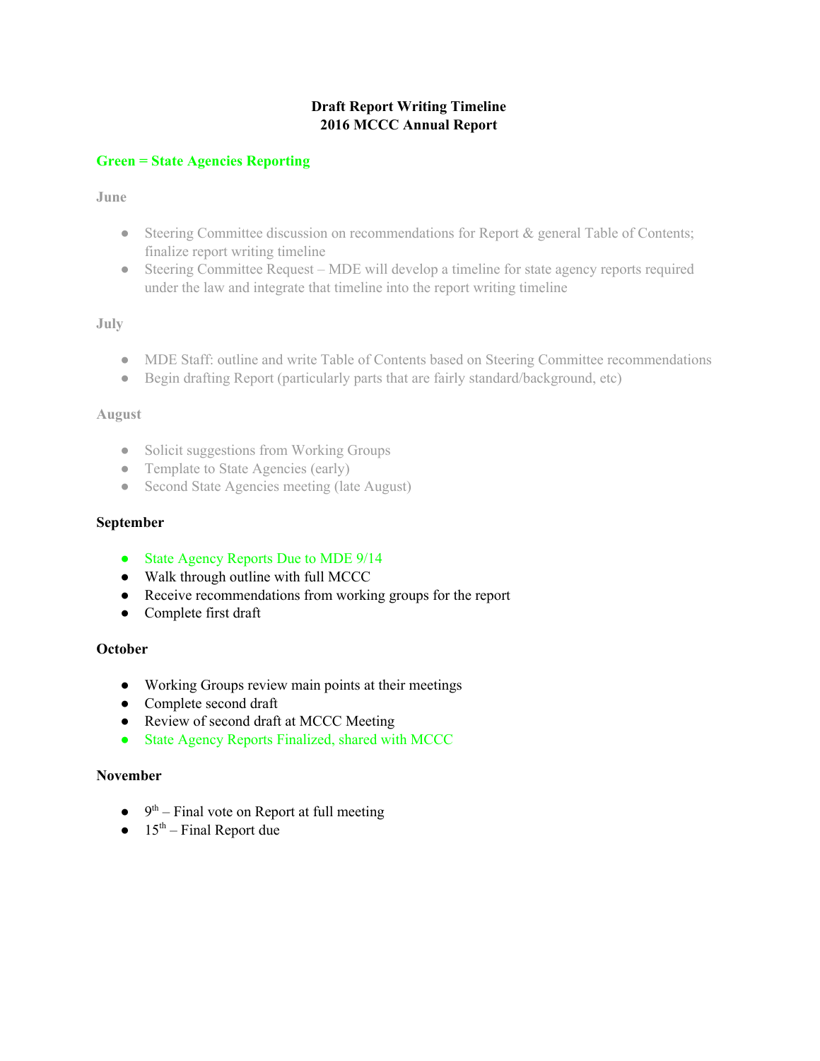**Draft Report Writing Timeline**
**2016 MCCC Annual Report**

**Green = State Agencies Reporting**

**June**

- Steering Committee discussion on recommendations for Report & general Table of Contents; finalize report writing timeline
- Steering Committee Request – MDE will develop a timeline for state agency reports required under the law and integrate that timeline into the report writing timeline

**July**

- MDE Staff: outline and write Table of Contents based on Steering Committee recommendations
- Begin drafting Report (particularly parts that are fairly standard/background, etc)

**August**

- Solicit suggestions from Working Groups
- Template to State Agencies (early)
- Second State Agencies meeting (late August)

**September**

- State Agency Reports Due to MDE 9/14
- Walk through outline with full MCCC
- Receive recommendations from working groups for the report
- Complete first draft

**October**

- Working Groups review main points at their meetings
- Complete second draft
- Review of second draft at MCCC Meeting
- State Agency Reports Finalized, shared with MCCC

**November**

- 9th – Final vote on Report at full meeting
- 15th – Final Report due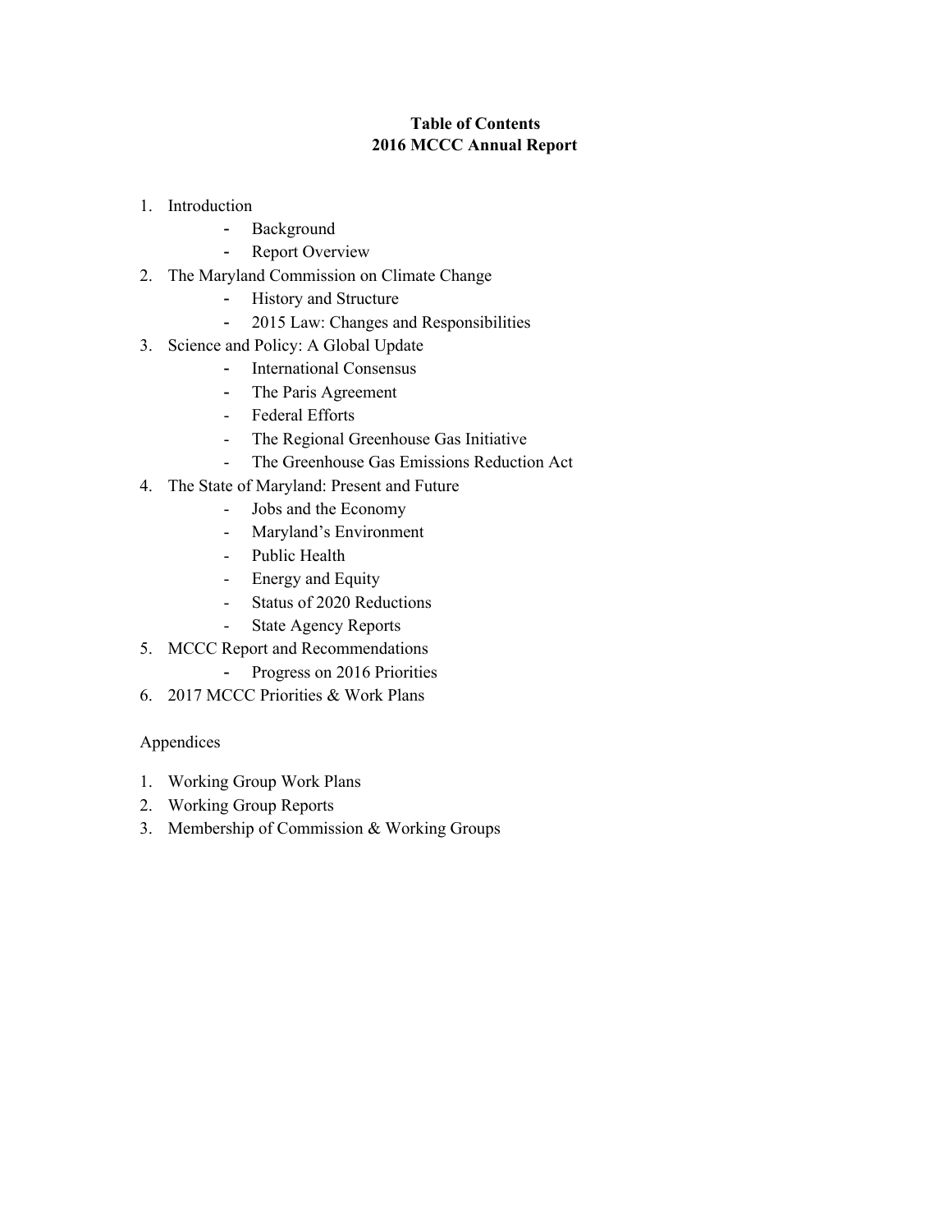# Table of Contents
# 2016 MCCC Annual Report

1. Introduction
    - Background
    - Report Overview
2. The Maryland Commission on Climate Change
    - History and Structure
    - 2015 Law: Changes and Responsibilities
3. Science and Policy: A Global Update
    - International Consensus
    - The Paris Agreement
    - Federal Efforts
    - The Regional Greenhouse Gas Initiative
    - The Greenhouse Gas Emissions Reduction Act
4. The State of Maryland: Present and Future
    - Jobs and the Economy
    - Maryland's Environment
    - Public Health
    - Energy and Equity
    - Status of 2020 Reductions
    - State Agency Reports
5. MCCC Report and Recommendations
    - Progress on 2016 Priorities
6. 2017 MCCC Priorities & Work Plans

Appendices

1. Working Group Work Plans
2. Working Group Reports
3. Membership of Commission & Working Groups